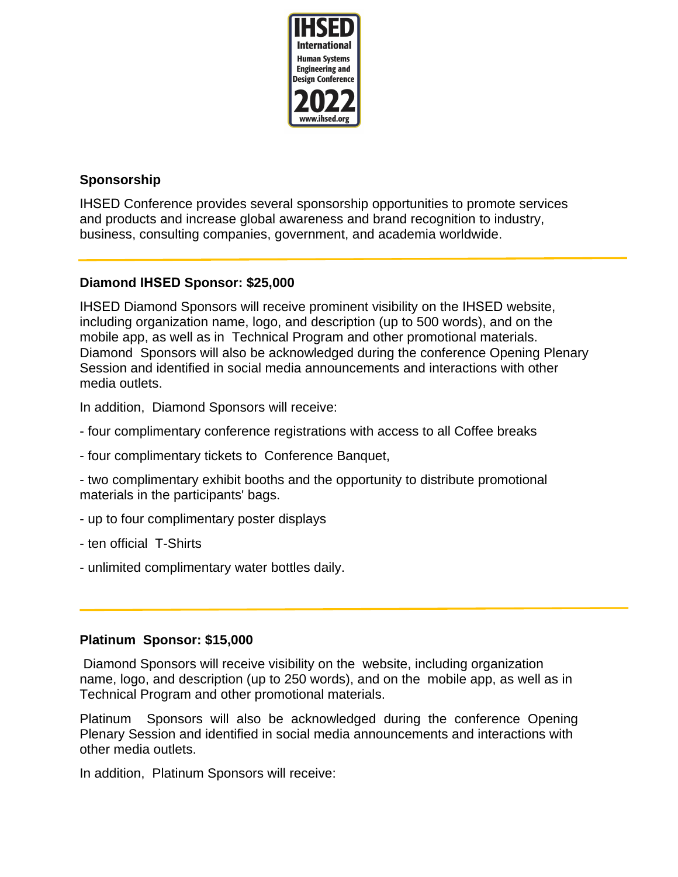IHSED International Human Systems Engineering and Design Conference 2022 www.ihsed.org

## Sponsorship

IHSED Conference provides several sponsorship opportunities to promote services and products and increase global awareness and brand recognition to industry, business, consulting companies, government, and academia worldwide.

---

### Diamond IHSED Sponsor: $25,000

IHSED Diamond Sponsors will receive prominent visibility on the IHSED website, including organization name, logo, and description (up to 500 words), and on the mobile app, as well as in Technical Program and other promotional materials. Diamond Sponsors will also be acknowledged during the conference Opening Plenary Session and identified in social media announcements and interactions with other media outlets.

In addition, Diamond Sponsors will receive:

- four complimentary conference registrations with access to all Coffee breaks
- four complimentary tickets to Conference Banquet,
- two complimentary exhibit booths and the opportunity to distribute promotional materials in the participants' bags.
- up to four complimentary poster displays
- ten official T-Shirts
- unlimited complimentary water bottles daily.

---

### Platinum Sponsor: $15,000

Diamond Sponsors will receive visibility on the website, including organization name, logo, and description (up to 250 words), and on the mobile app, as well as in Technical Program and other promotional materials.

Platinum Sponsors will also be acknowledged during the conference Opening Plenary Session and identified in social media announcements and interactions with other media outlets.

In addition, Platinum Sponsors will receive: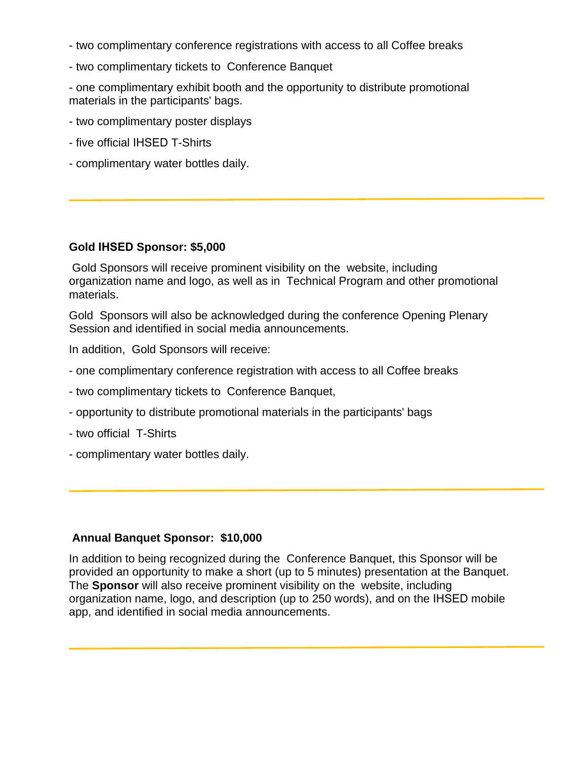- two complimentary conference registrations with access to all Coffee breaks

- two complimentary tickets to Conference Banquet

- one complimentary exhibit booth and the opportunity to distribute promotional materials in the participants' bags.

- two complimentary poster displays

- five official IHSED T-Shirts

- complimentary water bottles daily.

---

**Gold IHSED Sponsor: $5,000**

Gold Sponsors will receive prominent visibility on the website, including organization name and logo, as well as in Technical Program and other promotional materials.

Gold Sponsors will also be acknowledged during the conference Opening Plenary Session and identified in social media announcements.

In addition, Gold Sponsors will receive:

- one complimentary conference registration with access to all Coffee breaks

- two complimentary tickets to Conference Banquet,

- opportunity to distribute promotional materials in the participants' bags

- two official T-Shirts

- complimentary water bottles daily.

---

**Annual Banquet Sponsor: $10,000**

In addition to being recognized during the Conference Banquet, this Sponsor will be provided an opportunity to make a short (up to 5 minutes) presentation at the Banquet. The **Sponsor** will also receive prominent visibility on the website, including organization name, logo, and description (up to 250 words), and on the IHSED mobile app, and identified in social media announcements.

---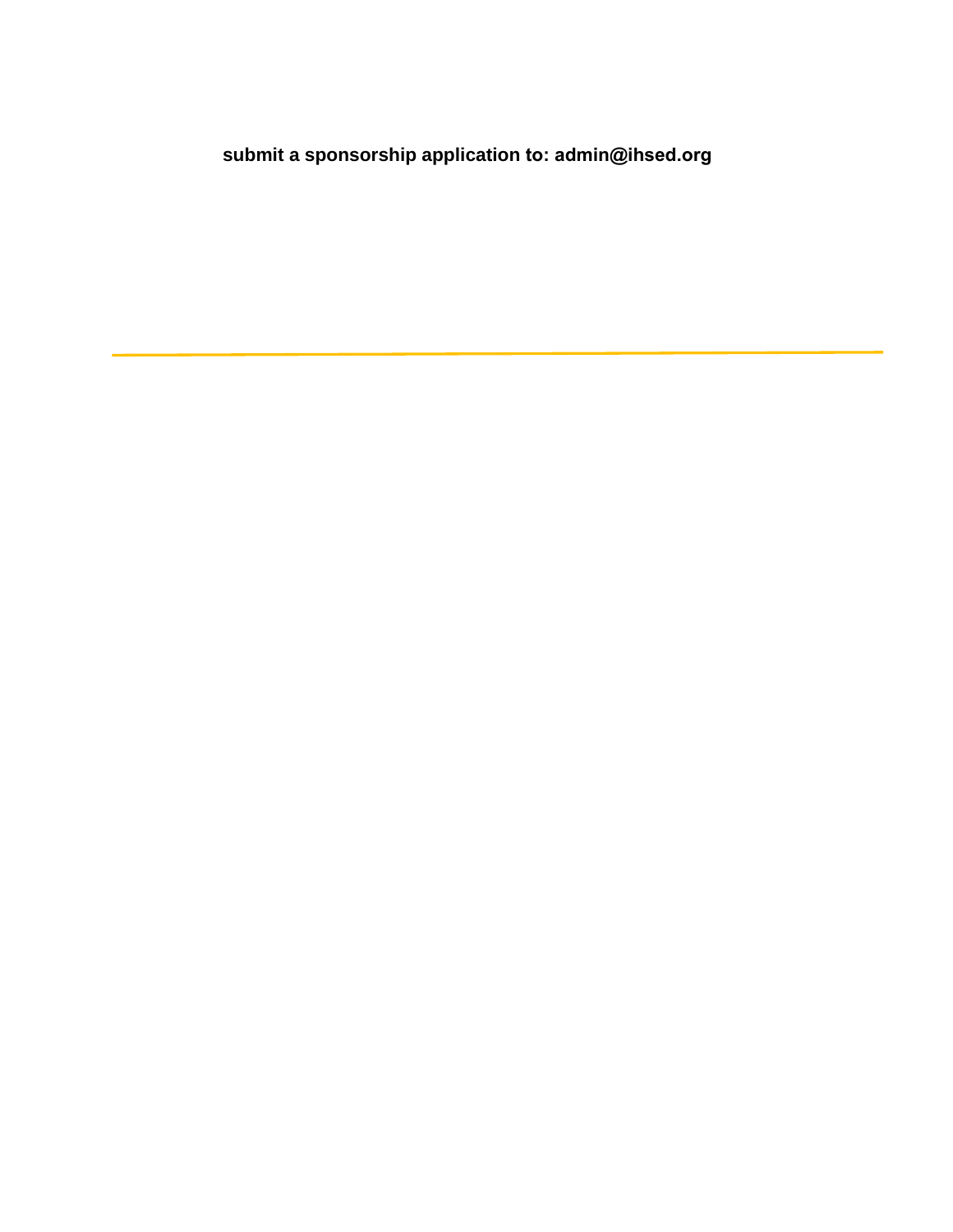**submit a sponsorship application to: admin@ihsed.org**

---